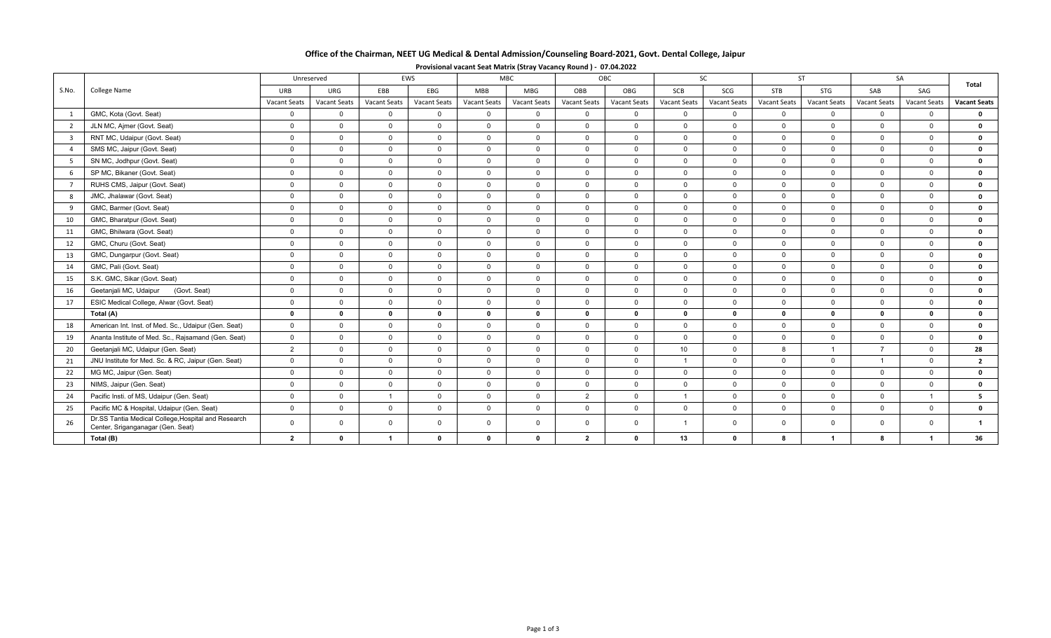**Office of the Chairman, NEET UG Medical & Dental Admission/Counseling Board-2021, Govt. Dental College, Jaipur**

**Provisional vacant Seat Matrix (Stray Vacancy Round ) - 07.04.2022**

| S.No. | College Name | Unreserved | | EWS | | MBC | | OBC | | SC | | ST | | SA | | Total |
|---|---|---|---|---|---|---|---|---|---|---|---|---|---|---|---|---|
| | | URB | URG | EBB | EBG | MBB | MBG | OBB | OBG | SCB | SCG | STB | STG | SAB | SAG | |
| | | Vacant Seats | Vacant Seats | Vacant Seats | Vacant Seats | Vacant Seats | Vacant Seats | Vacant Seats | Vacant Seats | Vacant Seats | Vacant Seats | Vacant Seats | Vacant Seats | Vacant Seats | Vacant Seats | Vacant Seats |
| 1 | GMC, Kota (Govt. Seat) | 0 | 0 | 0 | 0 | 0 | 0 | 0 | 0 | 0 | 0 | 0 | 0 | 0 | 0 | **0** |
| 2 | JLN MC, Ajmer (Govt. Seat) | 0 | 0 | 0 | 0 | 0 | 0 | 0 | 0 | 0 | 0 | 0 | 0 | 0 | 0 | **0** |
| 3 | RNT MC, Udaipur (Govt. Seat) | 0 | 0 | 0 | 0 | 0 | 0 | 0 | 0 | 0 | 0 | 0 | 0 | 0 | 0 | **0** |
| 4 | SMS MC, Jaipur (Govt. Seat) | 0 | 0 | 0 | 0 | 0 | 0 | 0 | 0 | 0 | 0 | 0 | 0 | 0 | 0 | **0** |
| 5 | SN MC, Jodhpur (Govt. Seat) | 0 | 0 | 0 | 0 | 0 | 0 | 0 | 0 | 0 | 0 | 0 | 0 | 0 | 0 | **0** |
| 6 | SP MC, Bikaner (Govt. Seat) | 0 | 0 | 0 | 0 | 0 | 0 | 0 | 0 | 0 | 0 | 0 | 0 | 0 | 0 | **0** |
| 7 | RUHS CMS, Jaipur (Govt. Seat) | 0 | 0 | 0 | 0 | 0 | 0 | 0 | 0 | 0 | 0 | 0 | 0 | 0 | 0 | **0** |
| 8 | JMC, Jhalawar (Govt. Seat) | 0 | 0 | 0 | 0 | 0 | 0 | 0 | 0 | 0 | 0 | 0 | 0 | 0 | 0 | **0** |
| 9 | GMC, Barmer (Govt. Seat) | 0 | 0 | 0 | 0 | 0 | 0 | 0 | 0 | 0 | 0 | 0 | 0 | 0 | 0 | **0** |
| 10 | GMC, Bharatpur (Govt. Seat) | 0 | 0 | 0 | 0 | 0 | 0 | 0 | 0 | 0 | 0 | 0 | 0 | 0 | 0 | **0** |
| 11 | GMC, Bhilwara (Govt. Seat) | 0 | 0 | 0 | 0 | 0 | 0 | 0 | 0 | 0 | 0 | 0 | 0 | 0 | 0 | **0** |
| 12 | GMC, Churu (Govt. Seat) | 0 | 0 | 0 | 0 | 0 | 0 | 0 | 0 | 0 | 0 | 0 | 0 | 0 | 0 | **0** |
| 13 | GMC, Dungarpur (Govt. Seat) | 0 | 0 | 0 | 0 | 0 | 0 | 0 | 0 | 0 | 0 | 0 | 0 | 0 | 0 | **0** |
| 14 | GMC, Pali (Govt. Seat) | 0 | 0 | 0 | 0 | 0 | 0 | 0 | 0 | 0 | 0 | 0 | 0 | 0 | 0 | **0** |
| 15 | S.K. GMC, Sikar (Govt. Seat) | 0 | 0 | 0 | 0 | 0 | 0 | 0 | 0 | 0 | 0 | 0 | 0 | 0 | 0 | **0** |
| 16 | Geetanjali MC, Udaipur (Govt. Seat) | 0 | 0 | 0 | 0 | 0 | 0 | 0 | 0 | 0 | 0 | 0 | 0 | 0 | 0 | **0** |
| 17 | ESIC Medical College, Alwar (Govt. Seat) | 0 | 0 | 0 | 0 | 0 | 0 | 0 | 0 | 0 | 0 | 0 | 0 | 0 | 0 | **0** |
| | **Total (A)** | **0** | **0** | **0** | **0** | **0** | **0** | **0** | **0** | **0** | **0** | **0** | **0** | **0** | **0** | **0** |
| 18 | American Int. Inst. of Med. Sc., Udaipur (Gen. Seat) | 0 | 0 | 0 | 0 | 0 | 0 | 0 | 0 | 0 | 0 | 0 | 0 | 0 | 0 | **0** |
| 19 | Ananta Institute of Med. Sc., Rajsamand (Gen. Seat) | 0 | 0 | 0 | 0 | 0 | 0 | 0 | 0 | 0 | 0 | 0 | 0 | 0 | 0 | **0** |
| 20 | Geetanjali MC, Udaipur (Gen. Seat) | 2 | 0 | 0 | 0 | 0 | 0 | 0 | 0 | 10 | 0 | 8 | 1 | 7 | 0 | **28** |
| 21 | JNU Institute for Med. Sc. & RC, Jaipur (Gen. Seat) | 0 | 0 | 0 | 0 | 0 | 0 | 0 | 0 | 1 | 0 | 0 | 0 | 1 | 0 | **2** |
| 22 | MG MC, Jaipur (Gen. Seat) | 0 | 0 | 0 | 0 | 0 | 0 | 0 | 0 | 0 | 0 | 0 | 0 | 0 | 0 | **0** |
| 23 | NIMS, Jaipur (Gen. Seat) | 0 | 0 | 0 | 0 | 0 | 0 | 0 | 0 | 0 | 0 | 0 | 0 | 0 | 0 | **0** |
| 24 | Pacific Insti. of MS, Udaipur (Gen. Seat) | 0 | 0 | 1 | 0 | 0 | 0 | 2 | 0 | 1 | 0 | 0 | 0 | 0 | 1 | **5** |
| 25 | Pacific MC & Hospital, Udaipur (Gen. Seat) | 0 | 0 | 0 | 0 | 0 | 0 | 0 | 0 | 0 | 0 | 0 | 0 | 0 | 0 | **0** |
| 26 | Dr.SS Tantia Medical College,Hospital and Research Center, Sriganganagar (Gen. Seat) | 0 | 0 | 0 | 0 | 0 | 0 | 0 | 0 | 1 | 0 | 0 | 0 | 0 | 0 | **1** |
| | **Total (B)** | **2** | **0** | **1** | **0** | **0** | **0** | **2** | **0** | **13** | **0** | **8** | **1** | **8** | **1** | **36** |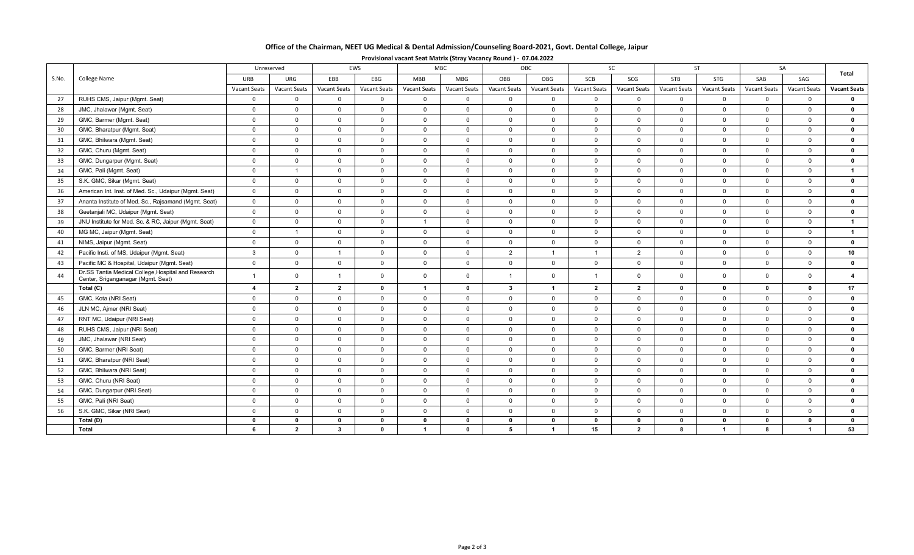**Office of the Chairman, NEET UG Medical & Dental Admission/Counseling Board-2021, Govt. Dental College, Jaipur**

**Provisional vacant Seat Matrix (Stray Vacancy Round ) - 07.04.2022**

| S.No. | College Name | Unreserved | | EWS | | MBC | | OBC | | SC | | ST | | SA | | Total |
|---|---|---|---|---|---|---|---|---|---|---|---|---|---|---|---|---|
| | | URB | URG | EBB | EBG | MBB | MBG | OBB | OBG | SCB | SCG | STB | STG | SAB | SAG | |
| | | Vacant Seats | Vacant Seats | Vacant Seats | Vacant Seats | Vacant Seats | Vacant Seats | Vacant Seats | Vacant Seats | Vacant Seats | Vacant Seats | Vacant Seats | Vacant Seats | Vacant Seats | Vacant Seats | Vacant Seats |
| 27 | RUHS CMS, Jaipur (Mgmt. Seat) | 0 | 0 | 0 | 0 | 0 | 0 | 0 | 0 | 0 | 0 | 0 | 0 | 0 | 0 | **0** |
| 28 | JMC, Jhalawar (Mgmt. Seat) | 0 | 0 | 0 | 0 | 0 | 0 | 0 | 0 | 0 | 0 | 0 | 0 | 0 | 0 | **0** |
| 29 | GMC, Barmer (Mgmt. Seat) | 0 | 0 | 0 | 0 | 0 | 0 | 0 | 0 | 0 | 0 | 0 | 0 | 0 | 0 | **0** |
| 30 | GMC, Bharatpur (Mgmt. Seat) | 0 | 0 | 0 | 0 | 0 | 0 | 0 | 0 | 0 | 0 | 0 | 0 | 0 | 0 | **0** |
| 31 | GMC, Bhilwara (Mgmt. Seat) | 0 | 0 | 0 | 0 | 0 | 0 | 0 | 0 | 0 | 0 | 0 | 0 | 0 | 0 | **0** |
| 32 | GMC, Churu (Mgmt. Seat) | 0 | 0 | 0 | 0 | 0 | 0 | 0 | 0 | 0 | 0 | 0 | 0 | 0 | 0 | **0** |
| 33 | GMC, Dungarpur (Mgmt. Seat) | 0 | 0 | 0 | 0 | 0 | 0 | 0 | 0 | 0 | 0 | 0 | 0 | 0 | 0 | **0** |
| 34 | GMC, Pali (Mgmt. Seat) | 0 | 1 | 0 | 0 | 0 | 0 | 0 | 0 | 0 | 0 | 0 | 0 | 0 | 0 | **1** |
| 35 | S.K. GMC, Sikar (Mgmt. Seat) | 0 | 0 | 0 | 0 | 0 | 0 | 0 | 0 | 0 | 0 | 0 | 0 | 0 | 0 | **0** |
| 36 | American Int. Inst. of Med. Sc., Udaipur (Mgmt. Seat) | 0 | 0 | 0 | 0 | 0 | 0 | 0 | 0 | 0 | 0 | 0 | 0 | 0 | 0 | **0** |
| 37 | Ananta Institute of Med. Sc., Rajsamand (Mgmt. Seat) | 0 | 0 | 0 | 0 | 0 | 0 | 0 | 0 | 0 | 0 | 0 | 0 | 0 | 0 | **0** |
| 38 | Geetanjali MC, Udaipur (Mgmt. Seat) | 0 | 0 | 0 | 0 | 0 | 0 | 0 | 0 | 0 | 0 | 0 | 0 | 0 | 0 | **0** |
| 39 | JNU Institute for Med. Sc. & RC, Jaipur (Mgmt. Seat) | 0 | 0 | 0 | 0 | 1 | 0 | 0 | 0 | 0 | 0 | 0 | 0 | 0 | 0 | **1** |
| 40 | MG MC, Jaipur (Mgmt. Seat) | 0 | 1 | 0 | 0 | 0 | 0 | 0 | 0 | 0 | 0 | 0 | 0 | 0 | 0 | **1** |
| 41 | NIMS, Jaipur (Mgmt. Seat) | 0 | 0 | 0 | 0 | 0 | 0 | 0 | 0 | 0 | 0 | 0 | 0 | 0 | 0 | **0** |
| 42 | Pacific Insti. of MS, Udaipur (Mgmt. Seat) | 3 | 0 | 1 | 0 | 0 | 0 | 2 | 1 | 1 | 2 | 0 | 0 | 0 | 0 | **10** |
| 43 | Pacific MC & Hospital, Udaipur (Mgmt. Seat) | 0 | 0 | 0 | 0 | 0 | 0 | 0 | 0 | 0 | 0 | 0 | 0 | 0 | 0 | **0** |
| 44 | Dr.SS Tantia Medical College,Hospital and Research Center, Sriganganagar (Mgmt. Seat) | 1 | 0 | 1 | 0 | 0 | 0 | 1 | 0 | 1 | 0 | 0 | 0 | 0 | 0 | **4** |
| | **Total (C)** | **4** | **2** | **2** | **0** | **1** | **0** | **3** | **1** | **2** | **2** | **0** | **0** | **0** | **0** | **17** |
| 45 | GMC, Kota (NRI Seat) | 0 | 0 | 0 | 0 | 0 | 0 | 0 | 0 | 0 | 0 | 0 | 0 | 0 | 0 | **0** |
| 46 | JLN MC, Ajmer (NRI Seat) | 0 | 0 | 0 | 0 | 0 | 0 | 0 | 0 | 0 | 0 | 0 | 0 | 0 | 0 | **0** |
| 47 | RNT MC, Udaipur (NRI Seat) | 0 | 0 | 0 | 0 | 0 | 0 | 0 | 0 | 0 | 0 | 0 | 0 | 0 | 0 | **0** |
| 48 | RUHS CMS, Jaipur (NRI Seat) | 0 | 0 | 0 | 0 | 0 | 0 | 0 | 0 | 0 | 0 | 0 | 0 | 0 | 0 | **0** |
| 49 | JMC, Jhalawar (NRI Seat) | 0 | 0 | 0 | 0 | 0 | 0 | 0 | 0 | 0 | 0 | 0 | 0 | 0 | 0 | **0** |
| 50 | GMC, Barmer (NRI Seat) | 0 | 0 | 0 | 0 | 0 | 0 | 0 | 0 | 0 | 0 | 0 | 0 | 0 | 0 | **0** |
| 51 | GMC, Bharatpur (NRI Seat) | 0 | 0 | 0 | 0 | 0 | 0 | 0 | 0 | 0 | 0 | 0 | 0 | 0 | 0 | **0** |
| 52 | GMC, Bhilwara (NRI Seat) | 0 | 0 | 0 | 0 | 0 | 0 | 0 | 0 | 0 | 0 | 0 | 0 | 0 | 0 | **0** |
| 53 | GMC, Churu (NRI Seat) | 0 | 0 | 0 | 0 | 0 | 0 | 0 | 0 | 0 | 0 | 0 | 0 | 0 | 0 | **0** |
| 54 | GMC, Dungarpur (NRI Seat) | 0 | 0 | 0 | 0 | 0 | 0 | 0 | 0 | 0 | 0 | 0 | 0 | 0 | 0 | **0** |
| 55 | GMC, Pali (NRI Seat) | 0 | 0 | 0 | 0 | 0 | 0 | 0 | 0 | 0 | 0 | 0 | 0 | 0 | 0 | **0** |
| 56 | S.K. GMC, Sikar (NRI Seat) | 0 | 0 | 0 | 0 | 0 | 0 | 0 | 0 | 0 | 0 | 0 | 0 | 0 | 0 | **0** |
| | **Total (D)** | **0** | **0** | **0** | **0** | **0** | **0** | **0** | **0** | **0** | **0** | **0** | **0** | **0** | **0** | **0** |
| | **Total** | **6** | **2** | **3** | **0** | **1** | **0** | **5** | **1** | **15** | **2** | **8** | **1** | **8** | **1** | **53** |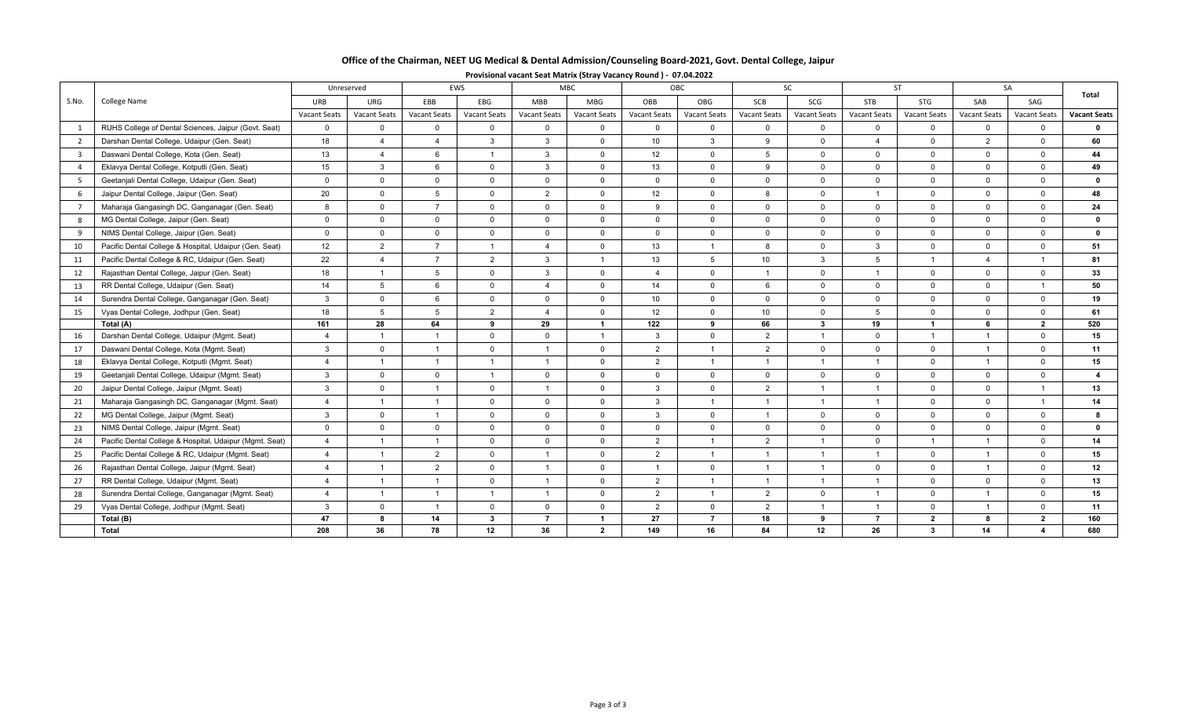# Office of the Chairman, NEET UG Medical & Dental Admission/Counseling Board-2021, Govt. Dental College, Jaipur

**Provisional vacant Seat Matrix (Stray Vacancy Round ) - 07.04.2022**

| S.No. | College Name | Unreserved | | EWS | | MBC | | OBC | | SC | | ST | | SA | | Total |
|---|---|---|---|---|---|---|---|---|---|---|---|---|---|---|---|---|
| | | URB | URG | EBB | EBG | MBB | MBG | OBB | OBG | SCB | SCG | STB | STG | SAB | SAG | |
| | | Vacant Seats | Vacant Seats | Vacant Seats | Vacant Seats | Vacant Seats | Vacant Seats | Vacant Seats | Vacant Seats | Vacant Seats | Vacant Seats | Vacant Seats | Vacant Seats | Vacant Seats | Vacant Seats | Vacant Seats |
| 1 | RUHS College of Dental Sciences, Jaipur (Govt. Seat) | 0 | 0 | 0 | 0 | 0 | 0 | 0 | 0 | 0 | 0 | 0 | 0 | 0 | 0 | **0** |
| 2 | Darshan Dental College, Udaipur (Gen. Seat) | 18 | 4 | 4 | 3 | 3 | 0 | 10 | 3 | 9 | 0 | 4 | 0 | 2 | 0 | **60** |
| 3 | Daswani Dental College, Kota (Gen. Seat) | 13 | 4 | 6 | 1 | 3 | 0 | 12 | 0 | 5 | 0 | 0 | 0 | 0 | 0 | **44** |
| 4 | Eklavya Dental College, Kotputli (Gen. Seat) | 15 | 3 | 6 | 0 | 3 | 0 | 13 | 0 | 9 | 0 | 0 | 0 | 0 | 0 | **49** |
| 5 | Geetanjali Dental College, Udaipur (Gen. Seat) | 0 | 0 | 0 | 0 | 0 | 0 | 0 | 0 | 0 | 0 | 0 | 0 | 0 | 0 | **0** |
| 6 | Jaipur Dental College, Jaipur (Gen. Seat) | 20 | 0 | 5 | 0 | 2 | 0 | 12 | 0 | 8 | 0 | 1 | 0 | 0 | 0 | **48** |
| 7 | Maharaja Gangasingh DC, Ganganagar (Gen. Seat) | 8 | 0 | 7 | 0 | 0 | 0 | 9 | 0 | 0 | 0 | 0 | 0 | 0 | 0 | **24** |
| 8 | MG Dental College, Jaipur (Gen. Seat) | 0 | 0 | 0 | 0 | 0 | 0 | 0 | 0 | 0 | 0 | 0 | 0 | 0 | 0 | **0** |
| 9 | NIMS Dental College, Jaipur (Gen. Seat) | 0 | 0 | 0 | 0 | 0 | 0 | 0 | 0 | 0 | 0 | 0 | 0 | 0 | 0 | **0** |
| 10 | Pacific Dental College & Hospital, Udaipur (Gen. Seat) | 12 | 2 | 7 | 1 | 4 | 0 | 13 | 1 | 8 | 0 | 3 | 0 | 0 | 0 | **51** |
| 11 | Pacific Dental College & RC, Udaipur (Gen. Seat) | 22 | 4 | 7 | 2 | 3 | 1 | 13 | 5 | 10 | 3 | 5 | 1 | 4 | 1 | **81** |
| 12 | Rajasthan Dental College, Jaipur (Gen. Seat) | 18 | 1 | 5 | 0 | 3 | 0 | 4 | 0 | 1 | 0 | 1 | 0 | 0 | 0 | **33** |
| 13 | RR Dental College, Udaipur (Gen. Seat) | 14 | 5 | 6 | 0 | 4 | 0 | 14 | 0 | 6 | 0 | 0 | 0 | 0 | 1 | **50** |
| 14 | Surendra Dental College, Ganganagar (Gen. Seat) | 3 | 0 | 6 | 0 | 0 | 0 | 10 | 0 | 0 | 0 | 0 | 0 | 0 | 0 | **19** |
| 15 | Vyas Dental College, Jodhpur (Gen. Seat) | 18 | 5 | 5 | 2 | 4 | 0 | 12 | 0 | 10 | 0 | 5 | 0 | 0 | 0 | **61** |
| | **Total (A)** | **161** | **28** | **64** | **9** | **29** | **1** | **122** | **9** | **66** | **3** | **19** | **1** | **6** | **2** | **520** |
| 16 | Darshan Dental College, Udaipur (Mgmt. Seat) | 4 | 1 | 1 | 0 | 0 | 1 | 3 | 0 | 2 | 1 | 0 | 1 | 1 | 0 | **15** |
| 17 | Daswani Dental College, Kota (Mgmt. Seat) | 3 | 0 | 1 | 0 | 1 | 0 | 2 | 1 | 2 | 0 | 0 | 0 | 1 | 0 | **11** |
| 18 | Eklavya Dental College, Kotputli (Mgmt. Seat) | 4 | 1 | 1 | 1 | 1 | 0 | 2 | 1 | 1 | 1 | 1 | 0 | 1 | 0 | **15** |
| 19 | Geetanjali Dental College, Udaipur (Mgmt. Seat) | 3 | 0 | 0 | 1 | 0 | 0 | 0 | 0 | 0 | 0 | 0 | 0 | 0 | 0 | **4** |
| 20 | Jaipur Dental College, Jaipur (Mgmt. Seat) | 3 | 0 | 1 | 0 | 1 | 0 | 3 | 0 | 2 | 1 | 1 | 0 | 0 | 1 | **13** |
| 21 | Maharaja Gangasingh DC, Ganganagar (Mgmt. Seat) | 4 | 1 | 1 | 0 | 0 | 0 | 3 | 1 | 1 | 1 | 1 | 0 | 0 | 1 | **14** |
| 22 | MG Dental College, Jaipur (Mgmt. Seat) | 3 | 0 | 1 | 0 | 0 | 0 | 3 | 0 | 1 | 0 | 0 | 0 | 0 | 0 | **8** |
| 23 | NIMS Dental College, Jaipur (Mgmt. Seat) | 0 | 0 | 0 | 0 | 0 | 0 | 0 | 0 | 0 | 0 | 0 | 0 | 0 | 0 | **0** |
| 24 | Pacific Dental College & Hospital, Udaipur (Mgmt. Seat) | 4 | 1 | 1 | 0 | 0 | 0 | 2 | 1 | 2 | 1 | 0 | 1 | 1 | 0 | **14** |
| 25 | Pacific Dental College & RC, Udaipur (Mgmt. Seat) | 4 | 1 | 2 | 0 | 1 | 0 | 2 | 1 | 1 | 1 | 1 | 0 | 1 | 0 | **15** |
| 26 | Rajasthan Dental College, Jaipur (Mgmt. Seat) | 4 | 1 | 2 | 0 | 1 | 0 | 1 | 0 | 1 | 1 | 0 | 0 | 1 | 0 | **12** |
| 27 | RR Dental College, Udaipur (Mgmt. Seat) | 4 | 1 | 1 | 0 | 1 | 0 | 2 | 1 | 1 | 1 | 1 | 0 | 0 | 0 | **13** |
| 28 | Surendra Dental College, Ganganagar (Mgmt. Seat) | 4 | 1 | 1 | 1 | 1 | 0 | 2 | 1 | 2 | 0 | 1 | 0 | 1 | 0 | **15** |
| 29 | Vyas Dental College, Jodhpur (Mgmt. Seat) | 3 | 0 | 1 | 0 | 0 | 0 | 2 | 0 | 2 | 1 | 1 | 0 | 1 | 0 | **11** |
| | **Total (B)** | **47** | **8** | **14** | **3** | **7** | **1** | **27** | **7** | **18** | **9** | **7** | **2** | **8** | **2** | **160** |
| | **Total** | **208** | **36** | **78** | **12** | **36** | **2** | **149** | **16** | **84** | **12** | **26** | **3** | **14** | **4** | **680** |